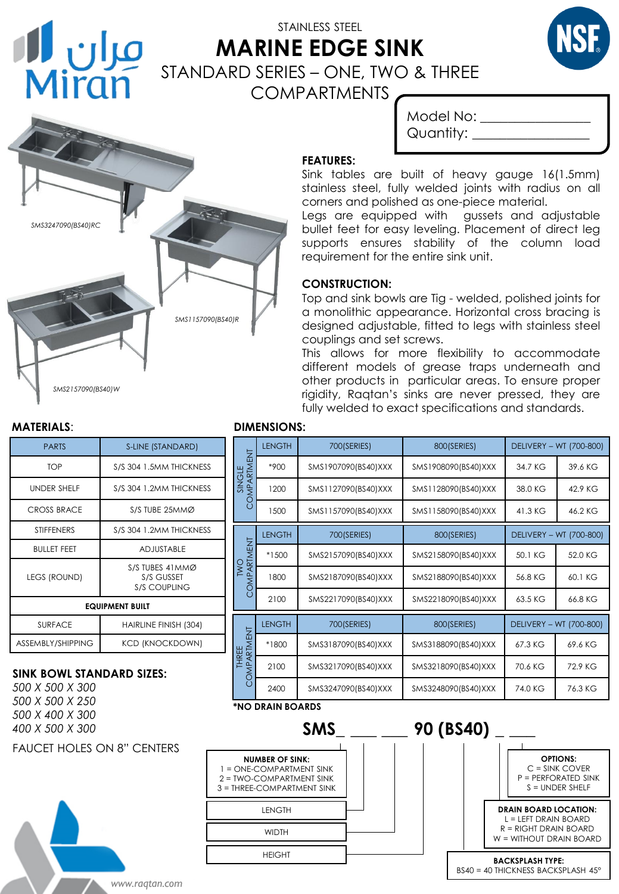مران
Miran

STAINLESS STEEL

# MARINE EDGE SINK

## STANDARD SERIES – ONE, TWO & THREE COMPARTMENTS

Model No: ________________
Quantity: ________________

SMS3247090(BS40)RC

SMS1157090(BS40)JR

SMS2157090(BS40)W

**FEATURES:**

Sink tables are built of heavy gauge 16(1.5mm) stainless steel, fully welded joints with radius on all corners and polished as one-piece material.
Legs are equipped with gussets and adjustable bullet feet for easy leveling. Placement of direct leg supports ensures stability of the column load requirement for the entire sink unit.

**CONSTRUCTION:**

Top and sink bowls are Tig - welded, polished joints for a monolithic appearance. Horizontal cross bracing is designed adjustable, fitted to legs with stainless steel couplings and set screws.
This allows for more flexibility to accommodate different models of grease traps underneath and other products in particular areas. To ensure proper rigidity, Raqtan's sinks are never pressed, they are fully welded to exact specifications and standards.

**MATERIALS**:

| PARTS | S-LINE (STANDARD) |
|---|---|
| TOP | S/S 304 1.5MM THICKNESS |
| UNDER SHELF | S/S 304 1.2MM THICKNESS |
| CROSS BRACE | S/S TUBE 25MMØ |
| STIFFENERS | S/S 304 1.2MM THICKNESS |
| BULLET FEET | ADJUSTABLE |
| LEGS (ROUND) | S/S TUBES 41MMØ<br>S/S GUSSET<br>S/S COUPLING |
| **EQUIPMENT BUILT** | |
| SURFACE | HAIRLINE FINISH (304) |
| ASSEMBLY/SHIPPING | KCD (KNOCKDOWN) |

**SINK BOWL STANDARD SIZES:**

*500 X 500 X 300*
*500 X 500 X 250*
*500 X 400 X 300*
*400 X 500 X 300*

FAUCET HOLES ON 8" CENTERS

**DIMENSIONS:**

| | LENGTH | 700(SERIES) | 800(SERIES) | DELIVERY – WT (700-800) | |
|---|---|---|---|---|---|
| SINGLE COMPARTMENT | *900 | SMS1907090(BS40)XXX | SMS1908090(BS40)XXX | 34.7 KG | 39.6 KG |
| | 1200 | SMS1127090(BS40)XXX | SMS1128090(BS40)XXX | 38.0 KG | 42.9 KG |
| | 1500 | SMS1157090(BS40)XXX | SMS1158090(BS40)XXX | 41.3 KG | 46.2 KG |
| | LENGTH | 700(SERIES) | 800(SERIES) | DELIVERY – WT (700-800) | |
| TWO COMPARTMENT | *1500 | SMS2157090(BS40)XXX | SMS2158090(BS40)XXX | 50.1 KG | 52.0 KG |
| | 1800 | SMS2187090(BS40)XXX | SMS2188090(BS40)XXX | 56.8 KG | 60.1 KG |
| | 2100 | SMS2217090(BS40)XXX | SMS2218090(BS40)XXX | 63.5 KG | 66.8 KG |
| | LENGTH | 700(SERIES) | 800(SERIES) | DELIVERY – WT (700-800) | |
| THREE COMPARTMENT | *1800 | SMS3187090(BS40)XXX | SMS3188090(BS40)XXX | 67.3 KG | 69.6 KG |
| | 2100 | SMS3217090(BS40)XXX | SMS3218090(BS40)XXX | 70.6 KG | 72.9 KG |
| | 2400 | SMS3247090(BS40)XXX | SMS3248090(BS40)XXX | 74.0 KG | 76.3 KG |

***NO DRAIN BOARDS**

**SMS_ ___ ___ 90 (BS40) _ ___**

**NUMBER OF SINK:**
1 = ONE-COMPARTMENT SINK
2 = TWO-COMPARTMENT SINK
3 = THREE-COMPARTMENT SINK

LENGTH

WIDTH

HEIGHT

**OPTIONS:**
C = SINK COVER
P = PERFORATED SINK
S = UNDER SHELF

**DRAIN BOARD LOCATION:**
L = LEFT DRAIN BOARD
R = RIGHT DRAIN BOARD
W = WITHOUT DRAIN BOARD

**BACKSPLASH TYPE:**
BS40 = 40 THICKNESS BACKSPLASH 45°

www.raqtan.com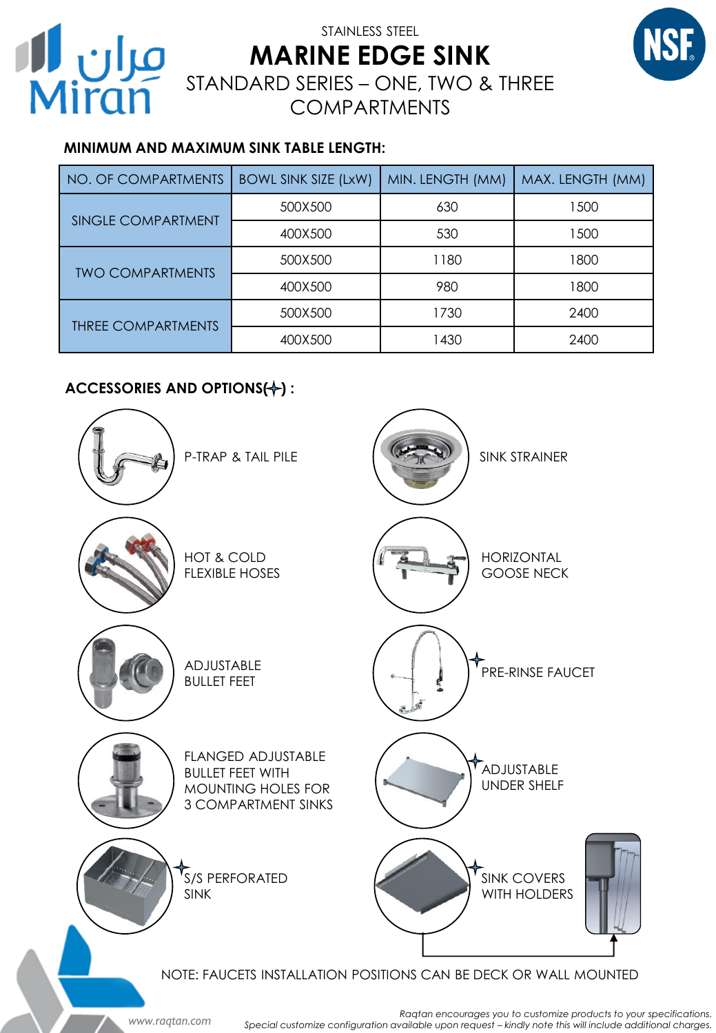STAINLESS STEEL

# MARINE EDGE SINK

## STANDARD SERIES – ONE, TWO & THREE COMPARTMENTS

**MINIMUM AND MAXIMUM SINK TABLE LENGTH:**

| NO. OF COMPARTMENTS | BOWL SINK SIZE (LxW) | MIN. LENGTH (MM) | MAX. LENGTH (MM) |
|---|---|---|---|
| SINGLE COMPARTMENT | 500X500 | 630 | 1500 |
| | 400X500 | 530 | 1500 |
| TWO COMPARTMENTS | 500X500 | 1180 | 1800 |
| | 400X500 | 980 | 1800 |
| THREE COMPARTMENTS | 500X500 | 1730 | 2400 |
| | 400X500 | 1430 | 2400 |

**ACCESSORIES AND OPTIONS(✦) :**

- P-TRAP & TAIL PILE
- SINK STRAINER
- HOT & COLD FLEXIBLE HOSES
- HORIZONTAL GOOSE NECK
- ADJUSTABLE BULLET FEET
- ✦ PRE-RINSE FAUCET
- FLANGED ADJUSTABLE BULLET FEET WITH MOUNTING HOLES FOR 3 COMPARTMENT SINKS
- ✦ ADJUSTABLE UNDER SHELF
- ✦ S/S PERFORATED SINK
- ✦ SINK COVERS WITH HOLDERS

NOTE: FAUCETS INSTALLATION POSITIONS CAN BE DECK OR WALL MOUNTED

*Raqtan encourages you to customize products to your specifications.*
*Special customize configuration available upon request – kindly note this will include additional charges.*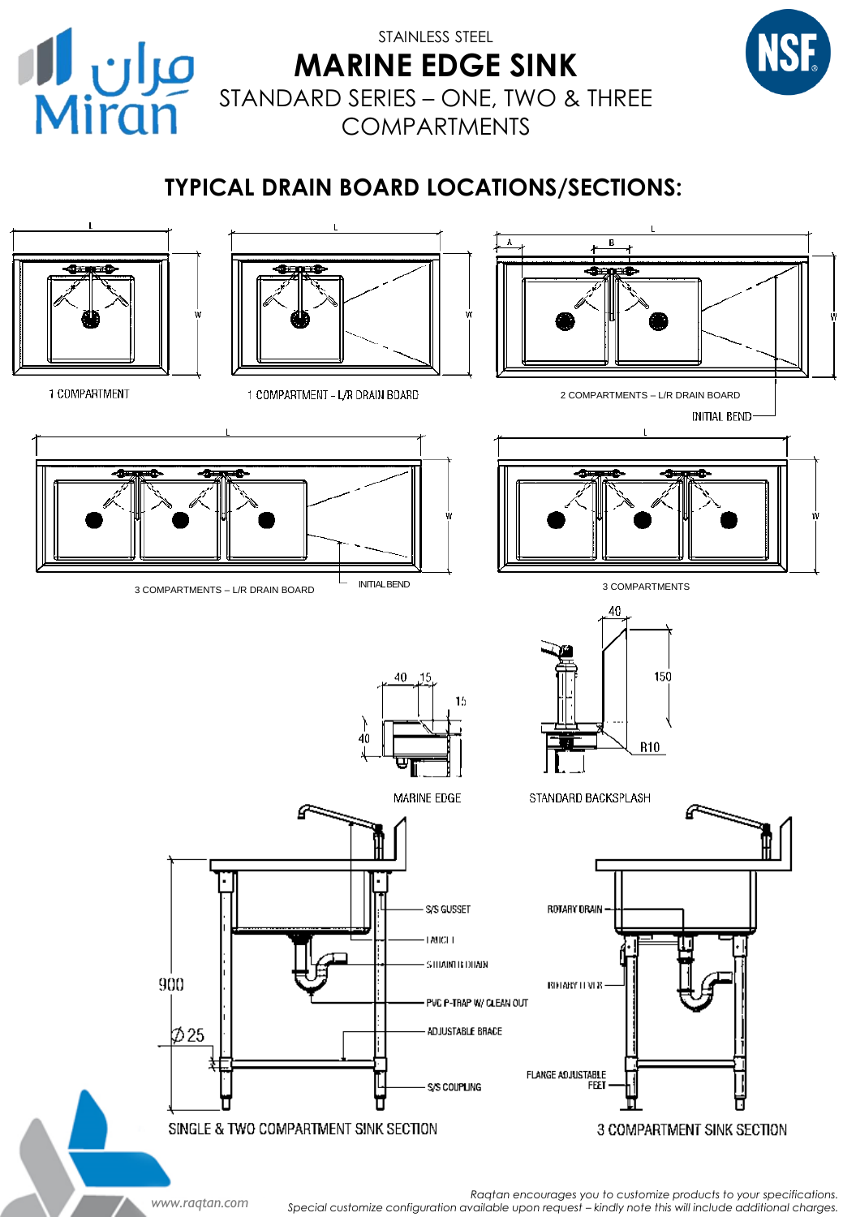STAINLESS STEEL

# MARINE EDGE SINK

STANDARD SERIES – ONE, TWO & THREE COMPARTMENTS

## TYPICAL DRAIN BOARD LOCATIONS/SECTIONS:

L
W
1 COMPARTMENT

L
W
1 COMPARTMENT - L/R DRAIN BOARD

L
A
B
W
2 COMPARTMENTS – L/R DRAIN BOARD
INITIAL BEND

L
W
3 COMPARTMENTS – L/R DRAIN BOARD
INITIAL BEND

L
W
3 COMPARTMENTS

40
15
15
40
MARINE EDGE

40
150
R10
STANDARD BACKSPLASH

900
Ø25
S/S GUSSET
FAUCET
STRAINER DRAIN
PVC P-TRAP W/ CLEAN OUT
ADJUSTABLE BRACE
S/S COUPLING
SINGLE & TWO COMPARTMENT SINK SECTION

ROTARY DRAIN
ROTARY LEVER
FLANGE ADJUSTABLE FEET
3 COMPARTMENT SINK SECTION

www.raqtan.com

*Raqtan encourages you to customize products to your specifications.*
*Special customize configuration available upon request – kindly note this will include additional charges.*